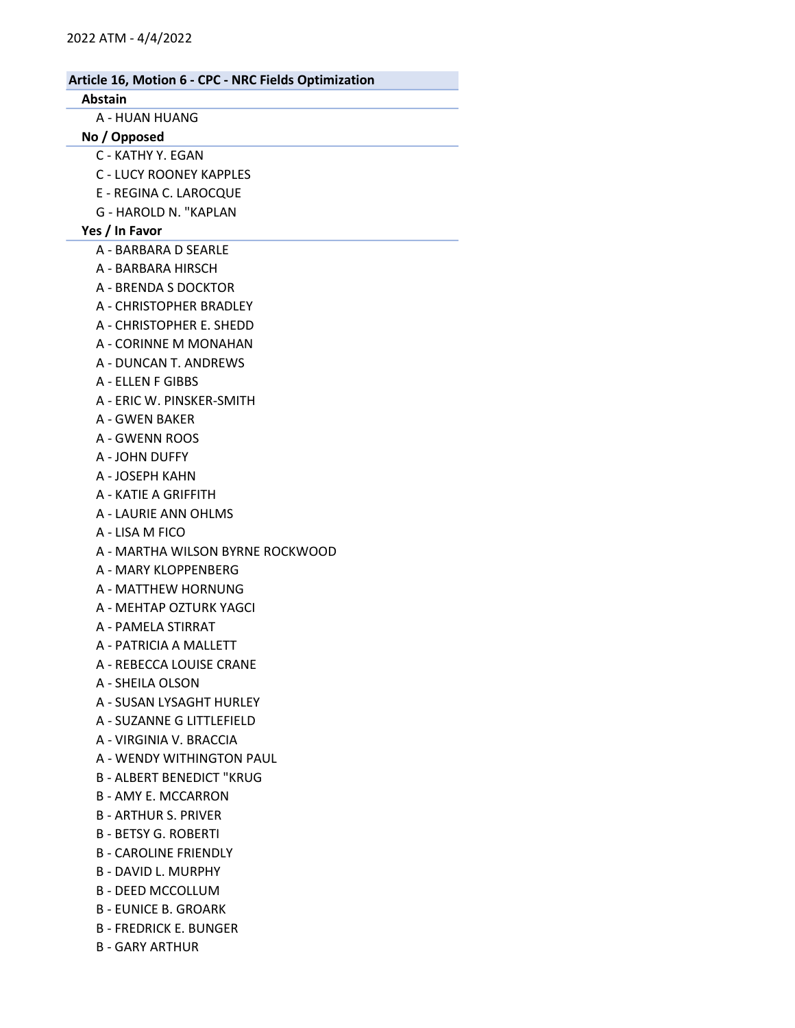2022 ATM - 4/4/2022

## Article 16, Motion 6 - CPC - NRC Fields Optimization

### Abstain

- A - HUAN HUANG

### No / Opposed

- C - KATHY Y. EGAN
- C - LUCY ROONEY KAPPLES
- E - REGINA C. LAROCQUE
- G - HAROLD N. "KAPLAN

### Yes / In Favor

- A - BARBARA D SEARLE
- A - BARBARA HIRSCH
- A - BRENDA S DOCKTOR
- A - CHRISTOPHER BRADLEY
- A - CHRISTOPHER E. SHEDD
- A - CORINNE M MONAHAN
- A - DUNCAN T. ANDREWS
- A - ELLEN F GIBBS
- A - ERIC W. PINSKER-SMITH
- A - GWEN BAKER
- A - GWENN ROOS
- A - JOHN DUFFY
- A - JOSEPH KAHN
- A - KATIE A GRIFFITH
- A - LAURIE ANN OHLMS
- A - LISA M FICO
- A - MARTHA WILSON BYRNE ROCKWOOD
- A - MARY KLOPPENBERG
- A - MATTHEW HORNUNG
- A - MEHTAP OZTURK YAGCI
- A - PAMELA STIRRAT
- A - PATRICIA A MALLETT
- A - REBECCA LOUISE CRANE
- A - SHEILA OLSON
- A - SUSAN LYSAGHT HURLEY
- A - SUZANNE G LITTLEFIELD
- A - VIRGINIA V. BRACCIA
- A - WENDY WITHINGTON PAUL
- B - ALBERT BENEDICT "KRUG
- B - AMY E. MCCARRON
- B - ARTHUR S. PRIVER
- B - BETSY G. ROBERTI
- B - CAROLINE FRIENDLY
- B - DAVID L. MURPHY
- B - DEED MCCOLLUM
- B - EUNICE B. GROARK
- B - FREDRICK E. BUNGER
- B - GARY ARTHUR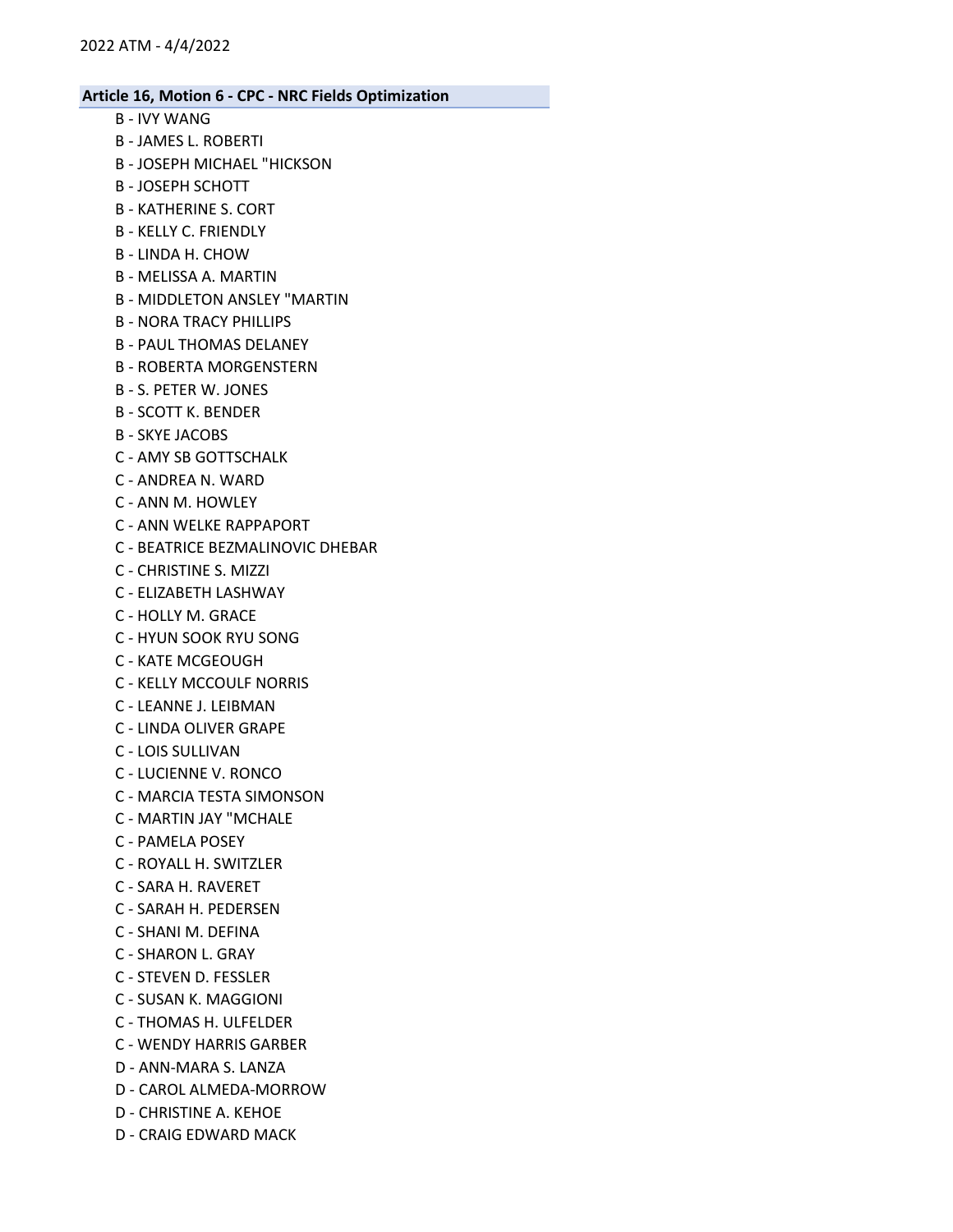## Article 16, Motion 6 - CPC - NRC Fields Optimization

B - IVY WANG
B - JAMES L. ROBERTI
B - JOSEPH MICHAEL "HICKSON
B - JOSEPH SCHOTT
B - KATHERINE S. CORT
B - KELLY C. FRIENDLY
B - LINDA H. CHOW
B - MELISSA A. MARTIN
B - MIDDLETON ANSLEY "MARTIN
B - NORA TRACY PHILLIPS
B - PAUL THOMAS DELANEY
B - ROBERTA MORGENSTERN
B - S. PETER W. JONES
B - SCOTT K. BENDER
B - SKYE JACOBS
C - AMY SB GOTTSCHALK
C - ANDREA N. WARD
C - ANN M. HOWLEY
C - ANN WELKE RAPPAPORT
C - BEATRICE BEZMALINOVIC DHEBAR
C - CHRISTINE S. MIZZI
C - ELIZABETH LASHWAY
C - HOLLY M. GRACE
C - HYUN SOOK RYU SONG
C - KATE MCGEOUGH
C - KELLY MCCOULF NORRIS
C - LEANNE J. LEIBMAN
C - LINDA OLIVER GRAPE
C - LOIS SULLIVAN
C - LUCIENNE V. RONCO
C - MARCIA TESTA SIMONSON
C - MARTIN JAY "MCHALE
C - PAMELA POSEY
C - ROYALL H. SWITZLER
C - SARA H. RAVERET
C - SARAH H. PEDERSEN
C - SHANI M. DEFINA
C - SHARON L. GRAY
C - STEVEN D. FESSLER
C - SUSAN K. MAGGIONI
C - THOMAS H. ULFELDER
C - WENDY HARRIS GARBER
D - ANN-MARA S. LANZA
D - CAROL ALMEDA-MORROW
D - CHRISTINE A. KEHOE
D - CRAIG EDWARD MACK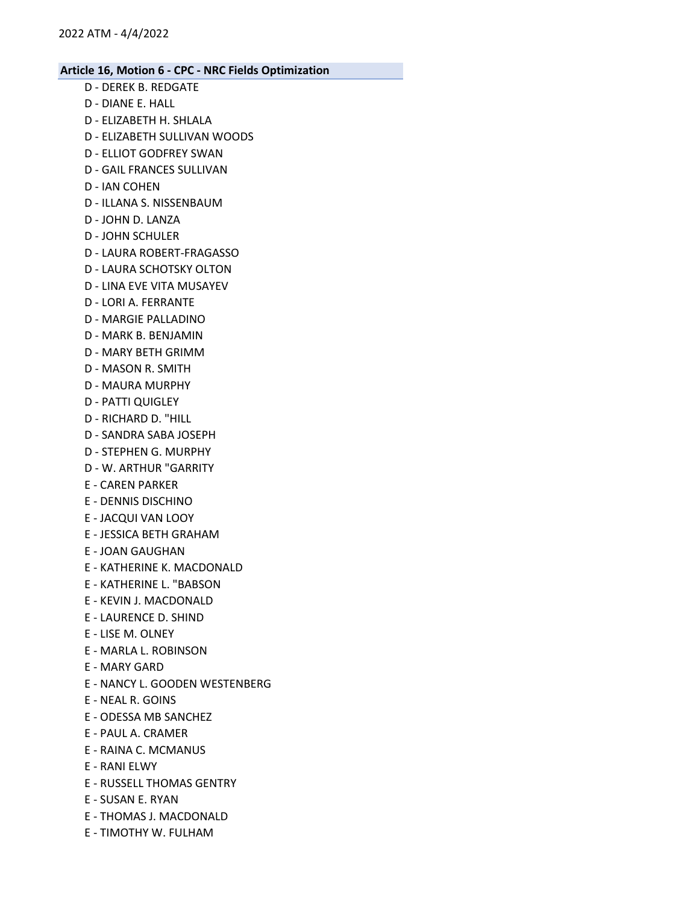**Article 16, Motion 6 - CPC - NRC Fields Optimization**

D - DEREK B. REDGATE
D - DIANE E. HALL
D - ELIZABETH H. SHLALA
D - ELIZABETH SULLIVAN WOODS
D - ELLIOT GODFREY SWAN
D - GAIL FRANCES SULLIVAN
D - IAN COHEN
D - ILLANA S. NISSENBAUM
D - JOHN D. LANZA
D - JOHN SCHULER
D - LAURA ROBERT-FRAGASSO
D - LAURA SCHOTSKY OLTON
D - LINA EVE VITA MUSAYEV
D - LORI A. FERRANTE
D - MARGIE PALLADINO
D - MARK B. BENJAMIN
D - MARY BETH GRIMM
D - MASON R. SMITH
D - MAURA MURPHY
D - PATTI QUIGLEY
D - RICHARD D. "HILL
D - SANDRA SABA JOSEPH
D - STEPHEN G. MURPHY
D - W. ARTHUR "GARRITY
E - CAREN PARKER
E - DENNIS DISCHINO
E - JACQUI VAN LOOY
E - JESSICA BETH GRAHAM
E - JOAN GAUGHAN
E - KATHERINE K. MACDONALD
E - KATHERINE L. "BABSON
E - KEVIN J. MACDONALD
E - LAURENCE D. SHIND
E - LISE M. OLNEY
E - MARLA L. ROBINSON
E - MARY GARD
E - NANCY L. GOODEN WESTENBERG
E - NEAL R. GOINS
E - ODESSA MB SANCHEZ
E - PAUL A. CRAMER
E - RAINA C. MCMANUS
E - RANI ELWY
E - RUSSELL THOMAS GENTRY
E - SUSAN E. RYAN
E - THOMAS J. MACDONALD
E - TIMOTHY W. FULHAM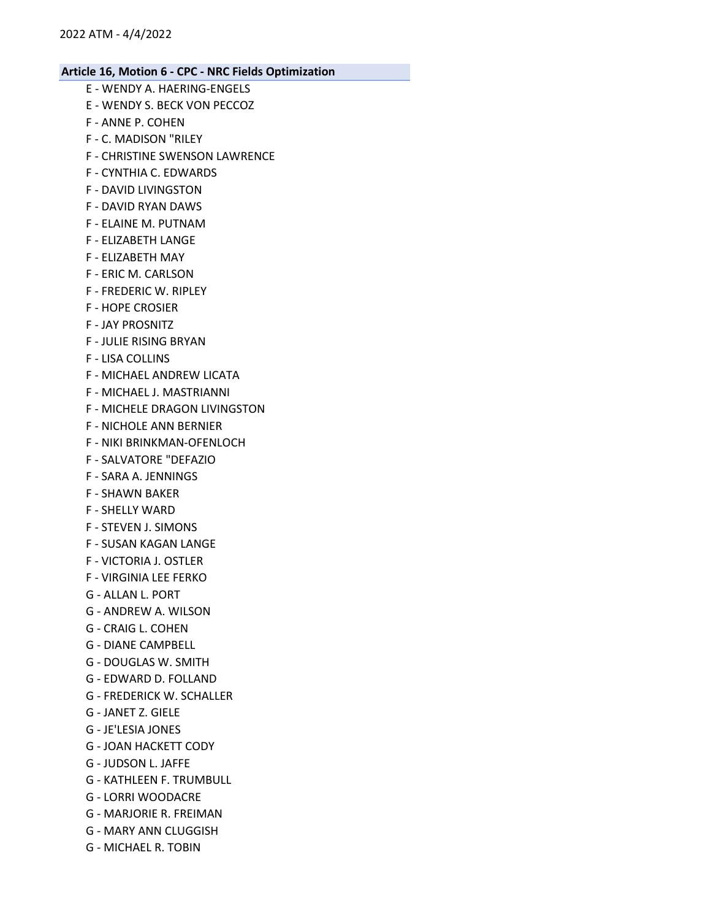## Article 16, Motion 6 - CPC - NRC Fields Optimization

E - WENDY A. HAERING-ENGELS
E - WENDY S. BECK VON PECCOZ
F - ANNE P. COHEN
F - C. MADISON "RILEY
F - CHRISTINE SWENSON LAWRENCE
F - CYNTHIA C. EDWARDS
F - DAVID LIVINGSTON
F - DAVID RYAN DAWS
F - ELAINE M. PUTNAM
F - ELIZABETH LANGE
F - ELIZABETH MAY
F - ERIC M. CARLSON
F - FREDERIC W. RIPLEY
F - HOPE CROSIER
F - JAY PROSNITZ
F - JULIE RISING BRYAN
F - LISA COLLINS
F - MICHAEL ANDREW LICATA
F - MICHAEL J. MASTRIANNI
F - MICHELE DRAGON LIVINGSTON
F - NICHOLE ANN BERNIER
F - NIKI BRINKMAN-OFENLOCH
F - SALVATORE "DEFAZIO
F - SARA A. JENNINGS
F - SHAWN BAKER
F - SHELLY WARD
F - STEVEN J. SIMONS
F - SUSAN KAGAN LANGE
F - VICTORIA J. OSTLER
F - VIRGINIA LEE FERKO
G - ALLAN L. PORT
G - ANDREW A. WILSON
G - CRAIG L. COHEN
G - DIANE CAMPBELL
G - DOUGLAS W. SMITH
G - EDWARD D. FOLLAND
G - FREDERICK W. SCHALLER
G - JANET Z. GIELE
G - JE'LESIA JONES
G - JOAN HACKETT CODY
G - JUDSON L. JAFFE
G - KATHLEEN F. TRUMBULL
G - LORRI WOODACRE
G - MARJORIE R. FREIMAN
G - MARY ANN CLUGGISH
G - MICHAEL R. TOBIN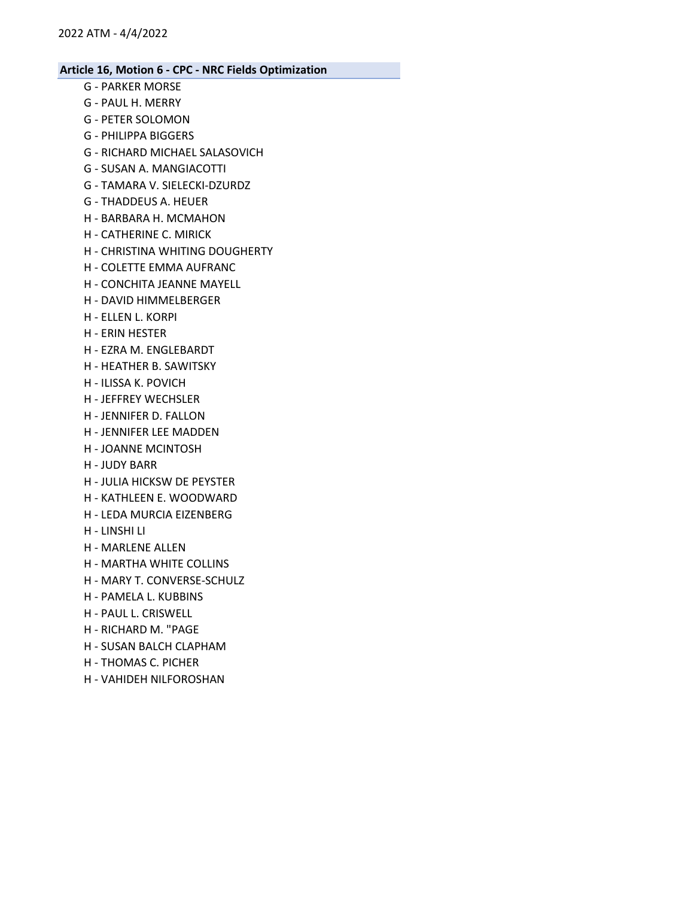## Article 16, Motion 6 - CPC - NRC Fields Optimization

- G - PARKER MORSE
- G - PAUL H. MERRY
- G - PETER SOLOMON
- G - PHILIPPA BIGGERS
- G - RICHARD MICHAEL SALASOVICH
- G - SUSAN A. MANGIACOTTI
- G - TAMARA V. SIELECKI-DZURDZ
- G - THADDEUS A. HEUER
- H - BARBARA H. MCMAHON
- H - CATHERINE C. MIRICK
- H - CHRISTINA WHITING DOUGHERTY
- H - COLETTE EMMA AUFRANC
- H - CONCHITA JEANNE MAYELL
- H - DAVID HIMMELBERGER
- H - ELLEN L. KORPI
- H - ERIN HESTER
- H - EZRA M. ENGLEBARDT
- H - HEATHER B. SAWITSKY
- H - ILISSA K. POVICH
- H - JEFFREY WECHSLER
- H - JENNIFER D. FALLON
- H - JENNIFER LEE MADDEN
- H - JOANNE MCINTOSH
- H - JUDY BARR
- H - JULIA HICKSW DE PEYSTER
- H - KATHLEEN E. WOODWARD
- H - LEDA MURCIA EIZENBERG
- H - LINSHI LI
- H - MARLENE ALLEN
- H - MARTHA WHITE COLLINS
- H - MARY T. CONVERSE-SCHULZ
- H - PAMELA L. KUBBINS
- H - PAUL L. CRISWELL
- H - RICHARD M. "PAGE
- H - SUSAN BALCH CLAPHAM
- H - THOMAS C. PICHER
- H - VAHIDEH NILFOROSHAN